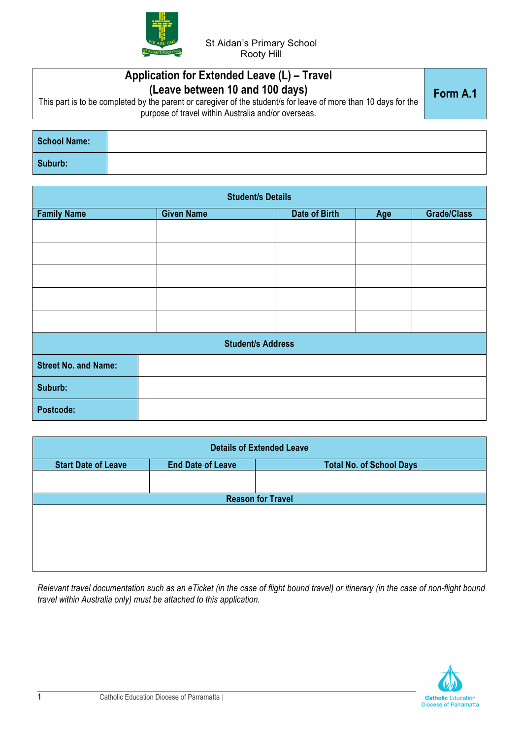St Aidan's Primary School
Rooty Hill

# Application for Extended Leave (L) – Travel
## (Leave between 10 and 100 days)

**Form A.1**

This part is to be completed by the parent or caregiver of the student/s for leave of more than 10 days for the purpose of travel within Australia and/or overseas.

| **School Name:** | |
|---|---|
| **Suburb:** | |

| **Student/s Details** | | | | |
|---|---|---|---|---|
| **Family Name** | **Given Name** | **Date of Birth** | **Age** | **Grade/Class** |
| | | | | |
| | | | | |
| | | | | |
| | | | | |
| | | | | |

| **Student/s Address** | |
|---|---|
| **Street No. and Name:** | |
| **Suburb:** | |
| **Postcode:** | |

| **Details of Extended Leave** | | |
|---|---|---|
| **Start Date of Leave** | **End Date of Leave** | **Total No. of School Days** |
| | | |
| **Reason for Travel** | | |
| | | |

*Relevant travel documentation such as an eTicket (in the case of flight bound travel) or itinerary (in the case of non-flight bound travel within Australia only) must be attached to this application.*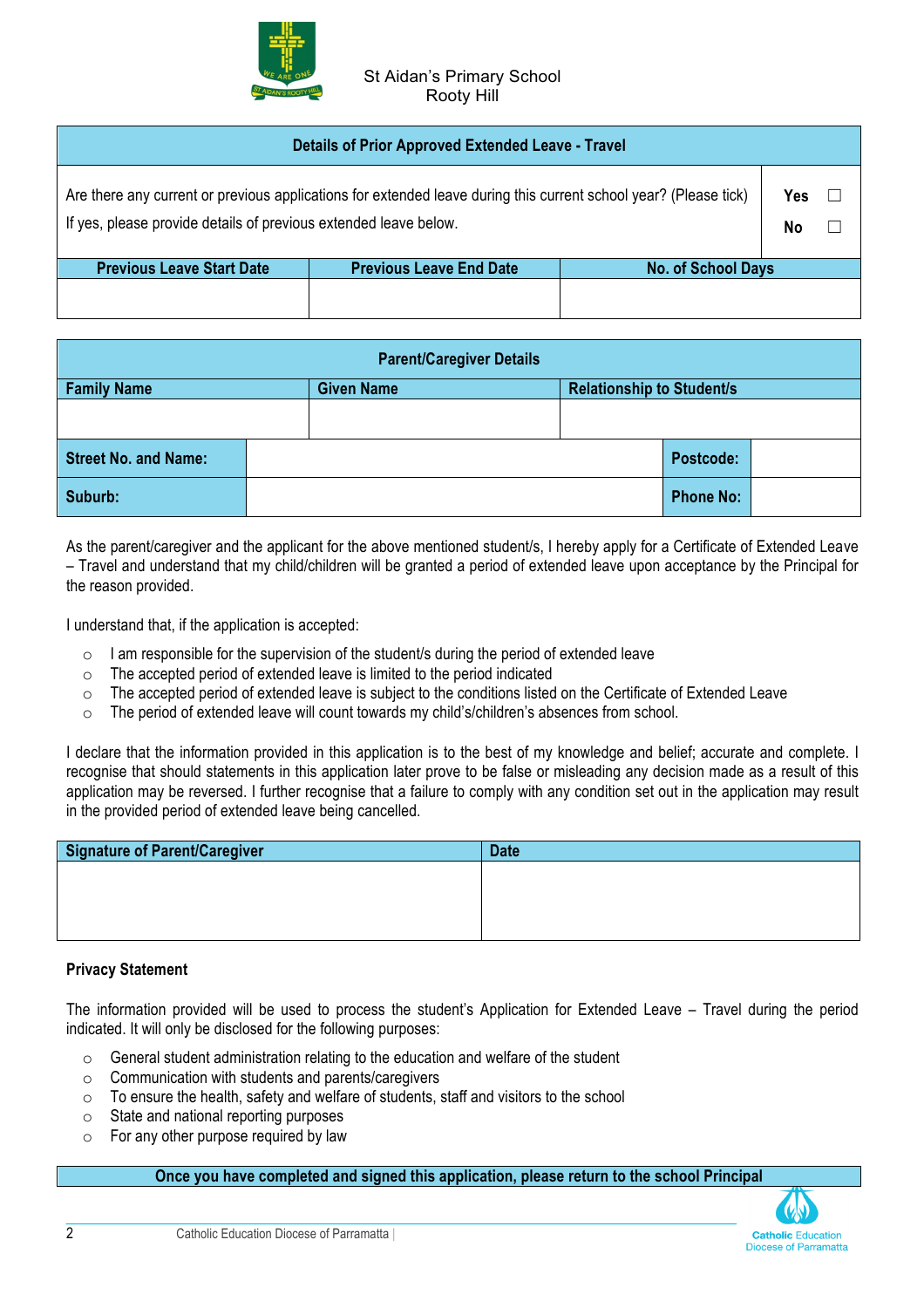St Aidan's Primary School
Rooty Hill

| Details of Prior Approved Extended Leave - Travel | | |
|---|---|---|
| Are there any current or previous applications for extended leave during this current school year? (Please tick)<br>If yes, please provide details of previous extended leave below. | | Yes ☐<br>No ☐ |
| **Previous Leave Start Date** | **Previous Leave End Date** | **No. of School Days** |
| | | |

| Parent/Caregiver Details | | | |
|---|---|---|---|
| **Family Name** | **Given Name** | **Relationship to Student/s** | |
| | | | |
| **Street No. and Name:** | | **Postcode:** | |
| **Suburb:** | | **Phone No:** | |

As the parent/caregiver and the applicant for the above mentioned student/s, I hereby apply for a Certificate of Extended Leave – Travel and understand that my child/children will be granted a period of extended leave upon acceptance by the Principal for the reason provided.

I understand that, if the application is accepted:

- I am responsible for the supervision of the student/s during the period of extended leave
- The accepted period of extended leave is limited to the period indicated
- The accepted period of extended leave is subject to the conditions listed on the Certificate of Extended Leave
- The period of extended leave will count towards my child's/children's absences from school.

I declare that the information provided in this application is to the best of my knowledge and belief; accurate and complete. I recognise that should statements in this application later prove to be false or misleading any decision made as a result of this application may be reversed. I further recognise that a failure to comply with any condition set out in the application may result in the provided period of extended leave being cancelled.

| Signature of Parent/Caregiver | Date |
|---|---|
| | |

**Privacy Statement**

The information provided will be used to process the student's Application for Extended Leave – Travel during the period indicated. It will only be disclosed for the following purposes:

- General student administration relating to the education and welfare of the student
- Communication with students and parents/caregivers
- To ensure the health, safety and welfare of students, staff and visitors to the school
- State and national reporting purposes
- For any other purpose required by law

**Once you have completed and signed this application, please return to the school Principal**